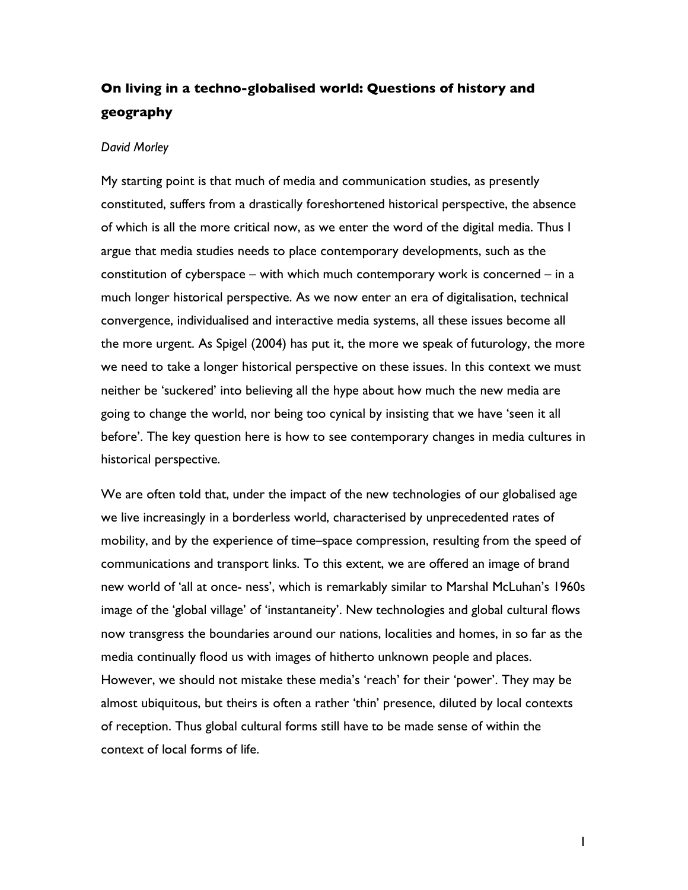# On living in a techno-globalised world: Questions of history and geography

*David Morley*

My starting point is that much of media and communication studies, as presently constituted, suffers from a drastically foreshortened historical perspective, the absence of which is all the more critical now, as we enter the word of the digital media. Thus I argue that media studies needs to place contemporary developments, such as the constitution of cyberspace – with which much contemporary work is concerned – in a much longer historical perspective. As we now enter an era of digitalisation, technical convergence, individualised and interactive media systems, all these issues become all the more urgent. As Spigel (2004) has put it, the more we speak of futurology, the more we need to take a longer historical perspective on these issues. In this context we must neither be 'suckered' into believing all the hype about how much the new media are going to change the world, nor being too cynical by insisting that we have 'seen it all before'. The key question here is how to see contemporary changes in media cultures in historical perspective.

We are often told that, under the impact of the new technologies of our globalised age we live increasingly in a borderless world, characterised by unprecedented rates of mobility, and by the experience of time–space compression, resulting from the speed of communications and transport links. To this extent, we are offered an image of brand new world of 'all at once- ness', which is remarkably similar to Marshal McLuhan's 1960s image of the 'global village' of 'instantaneity'. New technologies and global cultural flows now transgress the boundaries around our nations, localities and homes, in so far as the media continually flood us with images of hitherto unknown people and places. However, we should not mistake these media's 'reach' for their 'power'. They may be almost ubiquitous, but theirs is often a rather 'thin' presence, diluted by local contexts of reception. Thus global cultural forms still have to be made sense of within the context of local forms of life.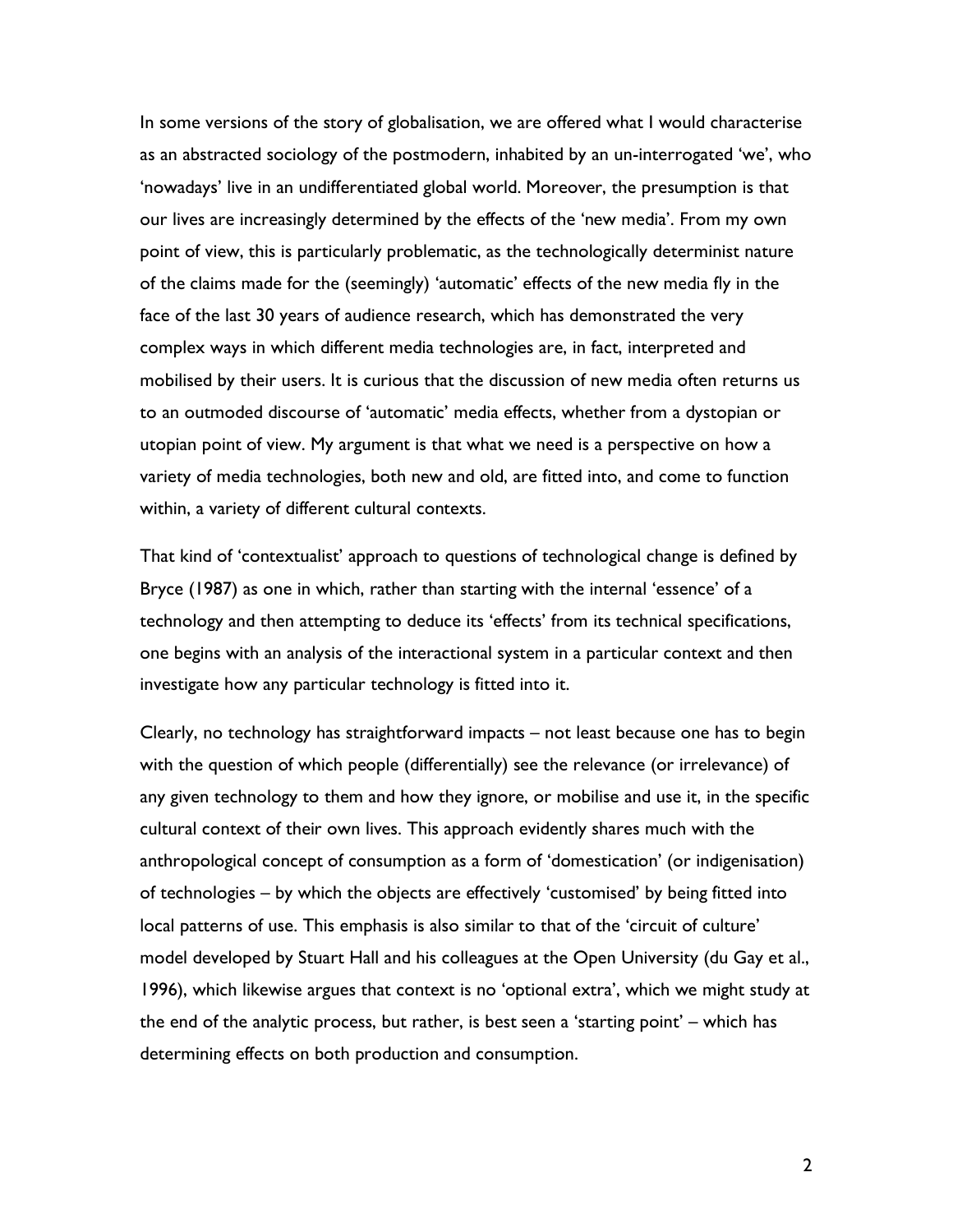In some versions of the story of globalisation, we are offered what I would characterise as an abstracted sociology of the postmodern, inhabited by an un-interrogated 'we', who 'nowadays' live in an undifferentiated global world. Moreover, the presumption is that our lives are increasingly determined by the effects of the 'new media'. From my own point of view, this is particularly problematic, as the technologically determinist nature of the claims made for the (seemingly) 'automatic' effects of the new media fly in the face of the last 30 years of audience research, which has demonstrated the very complex ways in which different media technologies are, in fact, interpreted and mobilised by their users. It is curious that the discussion of new media often returns us to an outmoded discourse of 'automatic' media effects, whether from a dystopian or utopian point of view. My argument is that what we need is a perspective on how a variety of media technologies, both new and old, are fitted into, and come to function within, a variety of different cultural contexts.

That kind of 'contextualist' approach to questions of technological change is defined by Bryce (1987) as one in which, rather than starting with the internal 'essence' of a technology and then attempting to deduce its 'effects' from its technical specifications, one begins with an analysis of the interactional system in a particular context and then investigate how any particular technology is fitted into it.

Clearly, no technology has straightforward impacts – not least because one has to begin with the question of which people (differentially) see the relevance (or irrelevance) of any given technology to them and how they ignore, or mobilise and use it, in the specific cultural context of their own lives. This approach evidently shares much with the anthropological concept of consumption as a form of 'domestication' (or indigenisation) of technologies – by which the objects are effectively 'customised' by being fitted into local patterns of use. This emphasis is also similar to that of the 'circuit of culture' model developed by Stuart Hall and his colleagues at the Open University (du Gay et al., 1996), which likewise argues that context is no 'optional extra', which we might study at the end of the analytic process, but rather, is best seen a 'starting point' – which has determining effects on both production and consumption.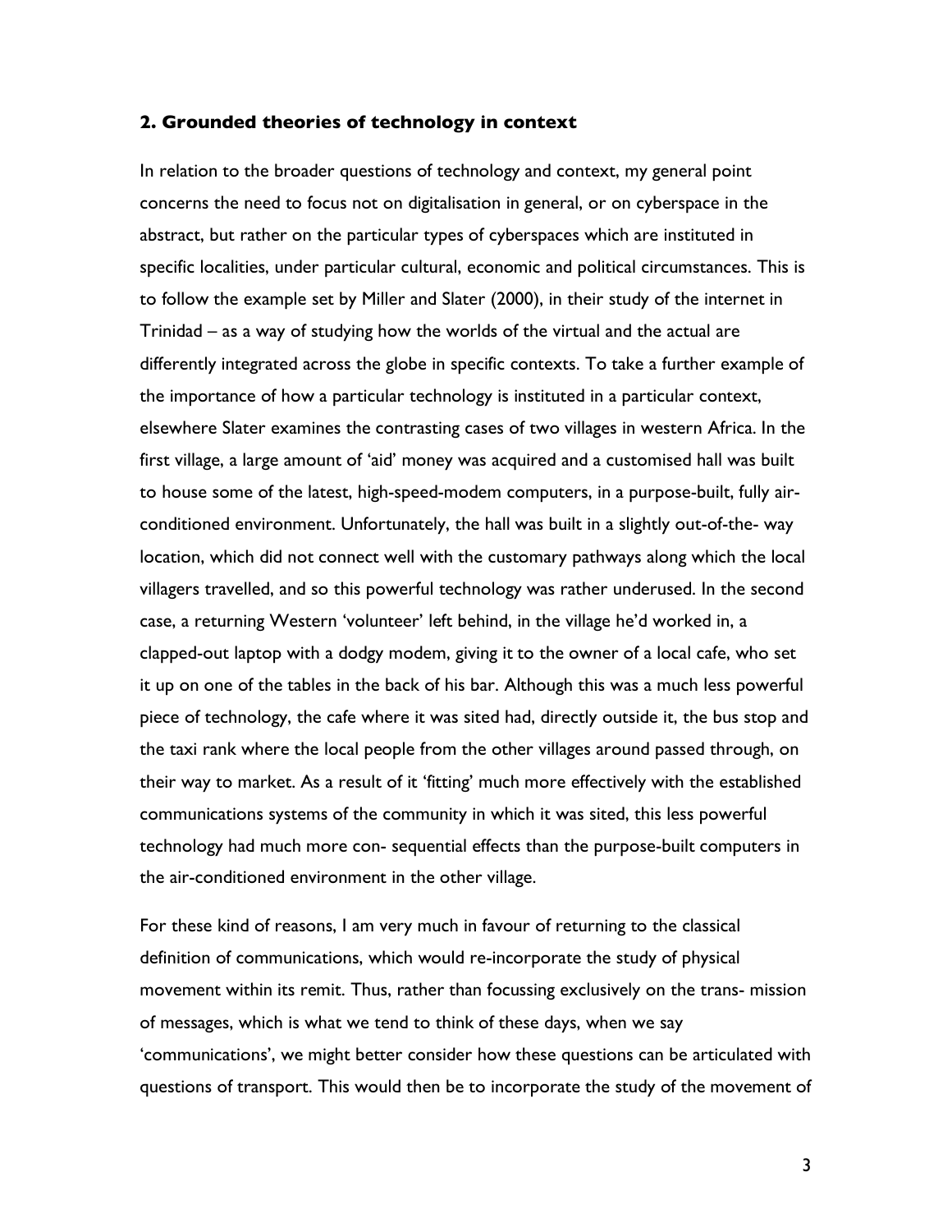### 2. Grounded theories of technology in context

In relation to the broader questions of technology and context, my general point concerns the need to focus not on digitalisation in general, or on cyberspace in the abstract, but rather on the particular types of cyberspaces which are instituted in specific localities, under particular cultural, economic and political circumstances. This is to follow the example set by Miller and Slater (2000), in their study of the internet in Trinidad – as a way of studying how the worlds of the virtual and the actual are differently integrated across the globe in specific contexts. To take a further example of the importance of how a particular technology is instituted in a particular context, elsewhere Slater examines the contrasting cases of two villages in western Africa. In the first village, a large amount of 'aid' money was acquired and a customised hall was built to house some of the latest, high-speed-modem computers, in a purpose-built, fully air-conditioned environment. Unfortunately, the hall was built in a slightly out-of-the- way location, which did not connect well with the customary pathways along which the local villagers travelled, and so this powerful technology was rather underused. In the second case, a returning Western 'volunteer' left behind, in the village he'd worked in, a clapped-out laptop with a dodgy modem, giving it to the owner of a local cafe, who set it up on one of the tables in the back of his bar. Although this was a much less powerful piece of technology, the cafe where it was sited had, directly outside it, the bus stop and the taxi rank where the local people from the other villages around passed through, on their way to market. As a result of it 'fitting' much more effectively with the established communications systems of the community in which it was sited, this less powerful technology had much more con- sequential effects than the purpose-built computers in the air-conditioned environment in the other village.

For these kind of reasons, I am very much in favour of returning to the classical definition of communications, which would re-incorporate the study of physical movement within its remit. Thus, rather than focussing exclusively on the trans- mission of messages, which is what we tend to think of these days, when we say 'communications', we might better consider how these questions can be articulated with questions of transport. This would then be to incorporate the study of the movement of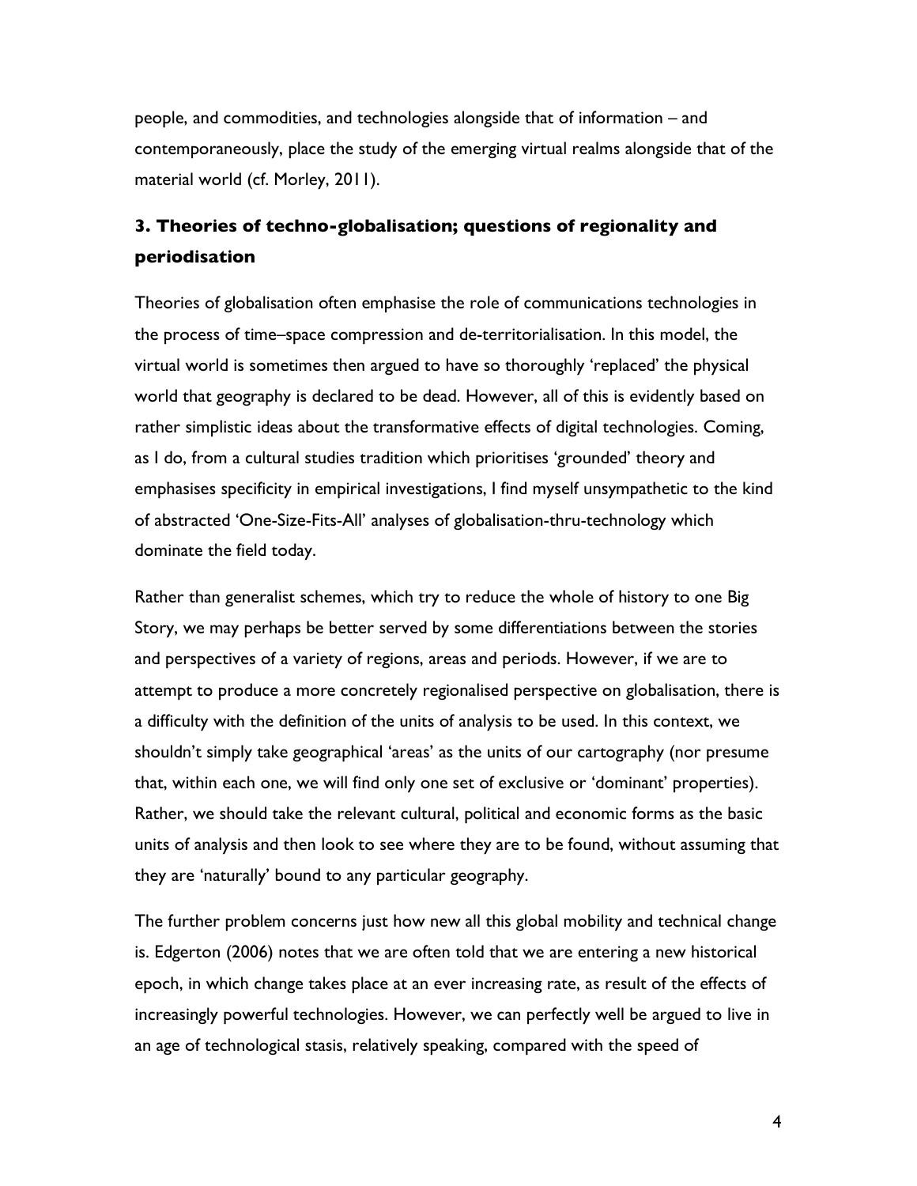people, and commodities, and technologies alongside that of information – and contemporaneously, place the study of the emerging virtual realms alongside that of the material world (cf. Morley, 2011).

## 3. Theories of techno-globalisation; questions of regionality and periodisation

Theories of globalisation often emphasise the role of communications technologies in the process of time–space compression and de-territorialisation. In this model, the virtual world is sometimes then argued to have so thoroughly 'replaced' the physical world that geography is declared to be dead. However, all of this is evidently based on rather simplistic ideas about the transformative effects of digital technologies. Coming, as I do, from a cultural studies tradition which prioritises 'grounded' theory and emphasises specificity in empirical investigations, I find myself unsympathetic to the kind of abstracted 'One-Size-Fits-All' analyses of globalisation-thru-technology which dominate the field today.

Rather than generalist schemes, which try to reduce the whole of history to one Big Story, we may perhaps be better served by some differentiations between the stories and perspectives of a variety of regions, areas and periods. However, if we are to attempt to produce a more concretely regionalised perspective on globalisation, there is a difficulty with the definition of the units of analysis to be used. In this context, we shouldn't simply take geographical 'areas' as the units of our cartography (nor presume that, within each one, we will find only one set of exclusive or 'dominant' properties). Rather, we should take the relevant cultural, political and economic forms as the basic units of analysis and then look to see where they are to be found, without assuming that they are 'naturally' bound to any particular geography.

The further problem concerns just how new all this global mobility and technical change is. Edgerton (2006) notes that we are often told that we are entering a new historical epoch, in which change takes place at an ever increasing rate, as result of the effects of increasingly powerful technologies. However, we can perfectly well be argued to live in an age of technological stasis, relatively speaking, compared with the speed of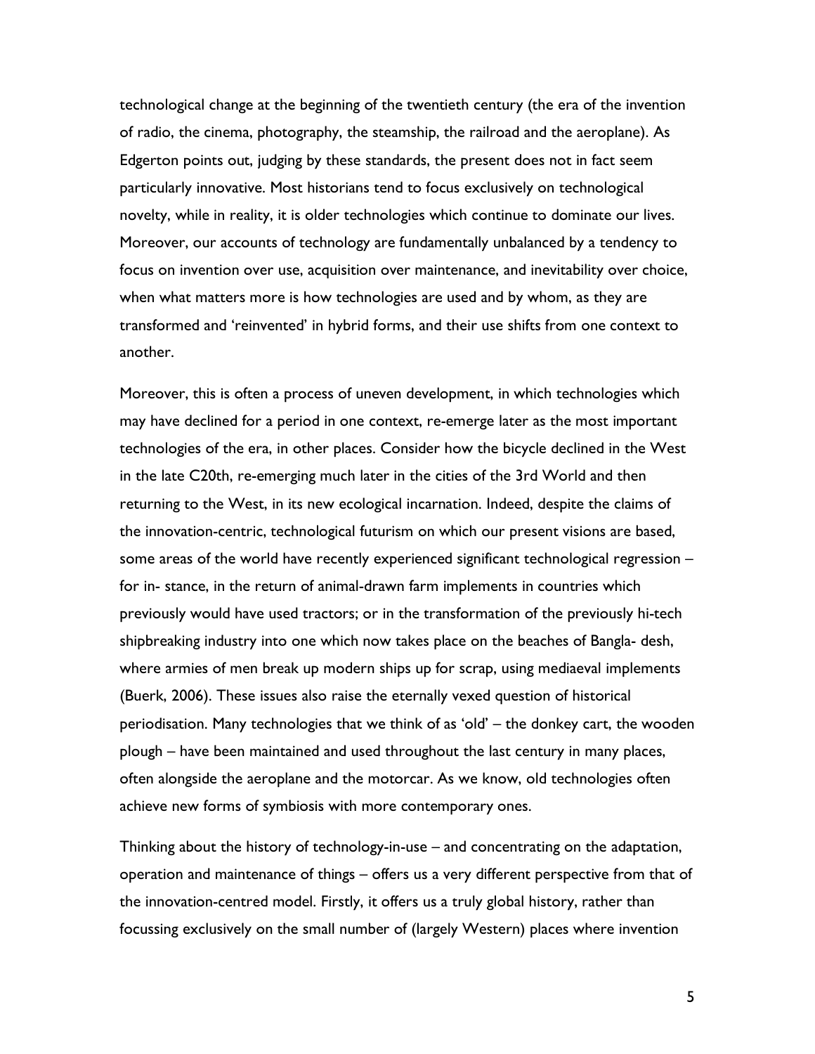technological change at the beginning of the twentieth century (the era of the invention of radio, the cinema, photography, the steamship, the railroad and the aeroplane). As Edgerton points out, judging by these standards, the present does not in fact seem particularly innovative. Most historians tend to focus exclusively on technological novelty, while in reality, it is older technologies which continue to dominate our lives. Moreover, our accounts of technology are fundamentally unbalanced by a tendency to focus on invention over use, acquisition over maintenance, and inevitability over choice, when what matters more is how technologies are used and by whom, as they are transformed and 'reinvented' in hybrid forms, and their use shifts from one context to another.

Moreover, this is often a process of uneven development, in which technologies which may have declined for a period in one context, re-emerge later as the most important technologies of the era, in other places. Consider how the bicycle declined in the West in the late C20th, re-emerging much later in the cities of the 3rd World and then returning to the West, in its new ecological incarnation. Indeed, despite the claims of the innovation-centric, technological futurism on which our present visions are based, some areas of the world have recently experienced significant technological regression – for in- stance, in the return of animal-drawn farm implements in countries which previously would have used tractors; or in the transformation of the previously hi-tech shipbreaking industry into one which now takes place on the beaches of Bangla- desh, where armies of men break up modern ships up for scrap, using mediaeval implements (Buerk, 2006). These issues also raise the eternally vexed question of historical periodisation. Many technologies that we think of as 'old' – the donkey cart, the wooden plough – have been maintained and used throughout the last century in many places, often alongside the aeroplane and the motorcar. As we know, old technologies often achieve new forms of symbiosis with more contemporary ones.

Thinking about the history of technology-in-use – and concentrating on the adaptation, operation and maintenance of things – offers us a very different perspective from that of the innovation-centred model. Firstly, it offers us a truly global history, rather than focussing exclusively on the small number of (largely Western) places where invention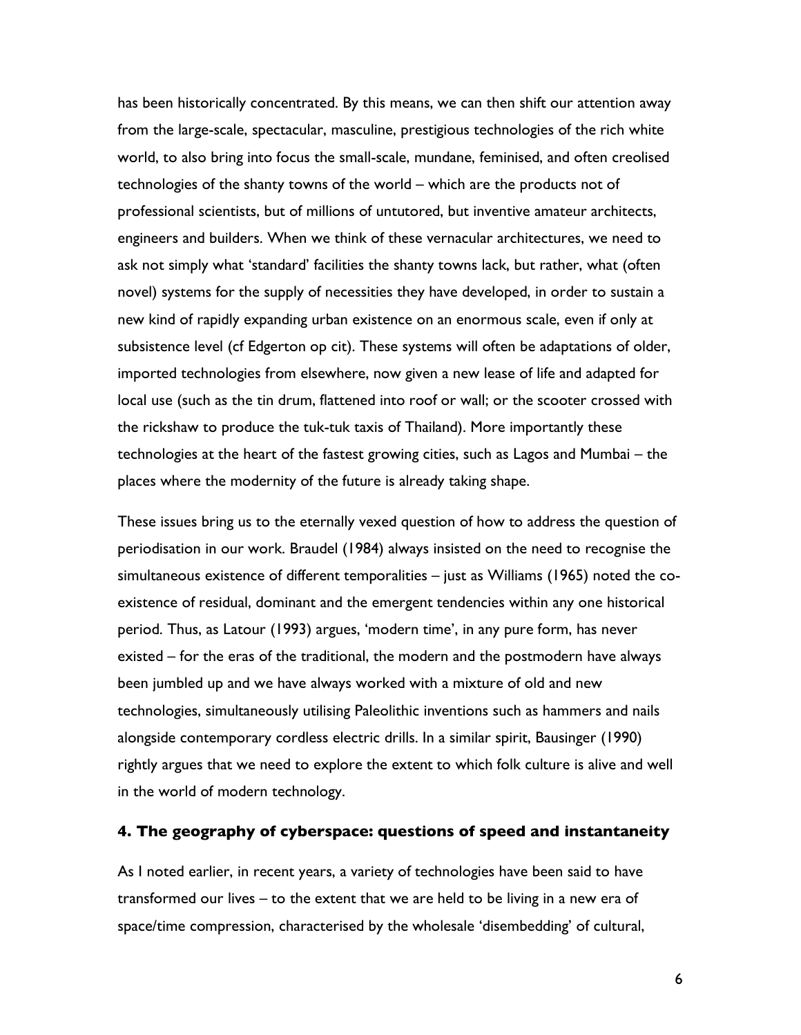has been historically concentrated. By this means, we can then shift our attention away from the large-scale, spectacular, masculine, prestigious technologies of the rich white world, to also bring into focus the small-scale, mundane, feminised, and often creolised technologies of the shanty towns of the world – which are the products not of professional scientists, but of millions of untutored, but inventive amateur architects, engineers and builders. When we think of these vernacular architectures, we need to ask not simply what 'standard' facilities the shanty towns lack, but rather, what (often novel) systems for the supply of necessities they have developed, in order to sustain a new kind of rapidly expanding urban existence on an enormous scale, even if only at subsistence level (cf Edgerton op cit). These systems will often be adaptations of older, imported technologies from elsewhere, now given a new lease of life and adapted for local use (such as the tin drum, flattened into roof or wall; or the scooter crossed with the rickshaw to produce the tuk-tuk taxis of Thailand). More importantly these technologies at the heart of the fastest growing cities, such as Lagos and Mumbai – the places where the modernity of the future is already taking shape.

These issues bring us to the eternally vexed question of how to address the question of periodisation in our work. Braudel (1984) always insisted on the need to recognise the simultaneous existence of different temporalities – just as Williams (1965) noted the co-existence of residual, dominant and the emergent tendencies within any one historical period. Thus, as Latour (1993) argues, 'modern time', in any pure form, has never existed – for the eras of the traditional, the modern and the postmodern have always been jumbled up and we have always worked with a mixture of old and new technologies, simultaneously utilising Paleolithic inventions such as hammers and nails alongside contemporary cordless electric drills. In a similar spirit, Bausinger (1990) rightly argues that we need to explore the extent to which folk culture is alive and well in the world of modern technology.

## 4. The geography of cyberspace: questions of speed and instantaneity

As I noted earlier, in recent years, a variety of technologies have been said to have transformed our lives – to the extent that we are held to be living in a new era of space/time compression, characterised by the wholesale 'disembedding' of cultural,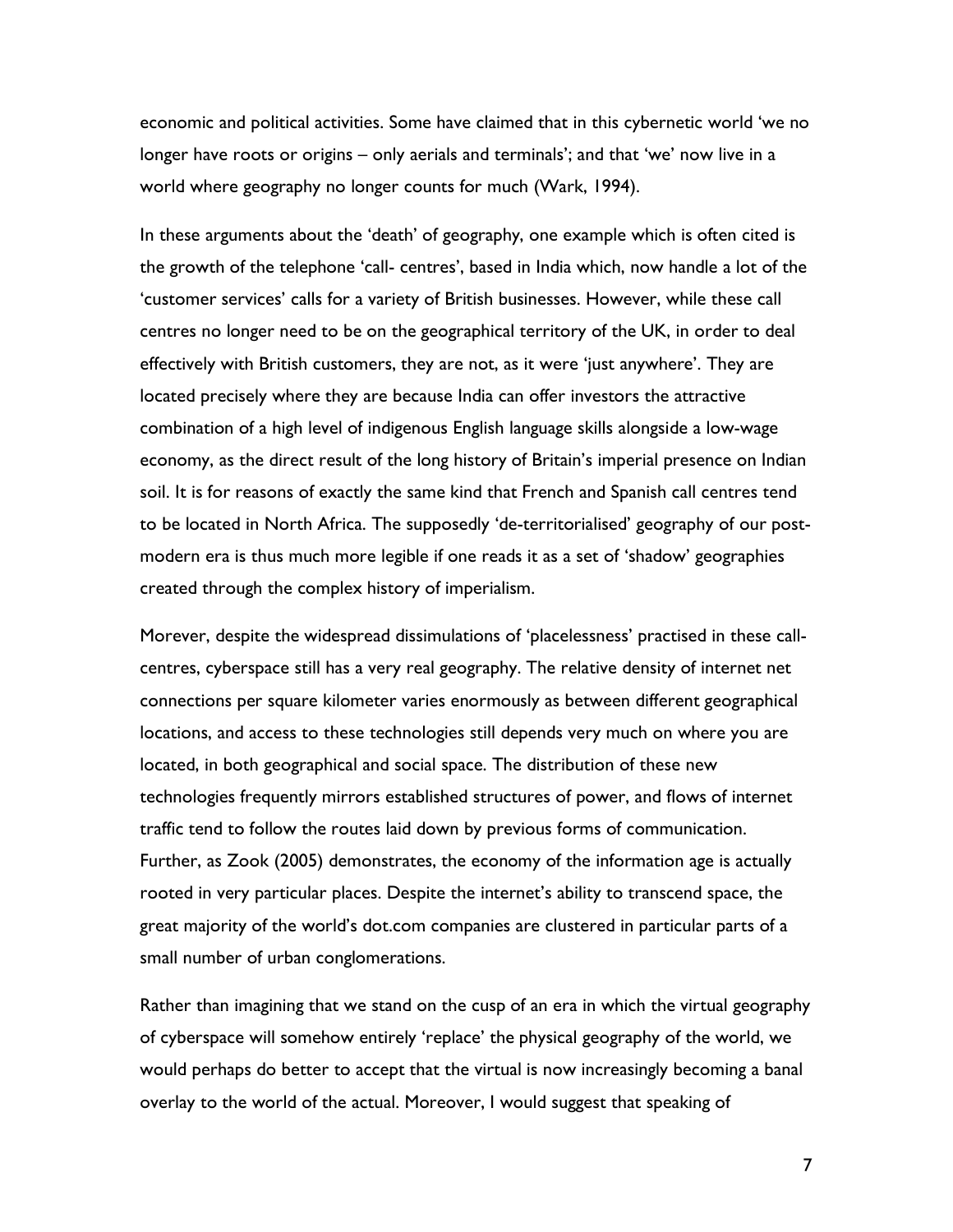economic and political activities. Some have claimed that in this cybernetic world 'we no longer have roots or origins – only aerials and terminals'; and that 'we' now live in a world where geography no longer counts for much (Wark, 1994).

In these arguments about the 'death' of geography, one example which is often cited is the growth of the telephone 'call- centres', based in India which, now handle a lot of the 'customer services' calls for a variety of British businesses. However, while these call centres no longer need to be on the geographical territory of the UK, in order to deal effectively with British customers, they are not, as it were 'just anywhere'. They are located precisely where they are because India can offer investors the attractive combination of a high level of indigenous English language skills alongside a low-wage economy, as the direct result of the long history of Britain's imperial presence on Indian soil. It is for reasons of exactly the same kind that French and Spanish call centres tend to be located in North Africa. The supposedly 'de-territorialised' geography of our post-modern era is thus much more legible if one reads it as a set of 'shadow' geographies created through the complex history of imperialism.

Morever, despite the widespread dissimulations of 'placelessness' practised in these call-centres, cyberspace still has a very real geography. The relative density of internet net connections per square kilometer varies enormously as between different geographical locations, and access to these technologies still depends very much on where you are located, in both geographical and social space. The distribution of these new technologies frequently mirrors established structures of power, and flows of internet traffic tend to follow the routes laid down by previous forms of communication. Further, as Zook (2005) demonstrates, the economy of the information age is actually rooted in very particular places. Despite the internet's ability to transcend space, the great majority of the world's dot.com companies are clustered in particular parts of a small number of urban conglomerations.

Rather than imagining that we stand on the cusp of an era in which the virtual geography of cyberspace will somehow entirely 'replace' the physical geography of the world, we would perhaps do better to accept that the virtual is now increasingly becoming a banal overlay to the world of the actual. Moreover, I would suggest that speaking of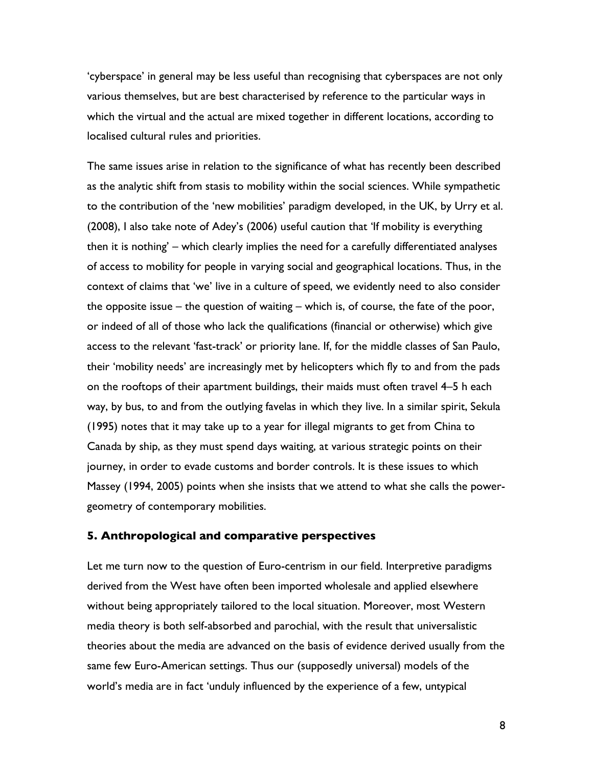'cyberspace' in general may be less useful than recognising that cyberspaces are not only various themselves, but are best characterised by reference to the particular ways in which the virtual and the actual are mixed together in different locations, according to localised cultural rules and priorities.

The same issues arise in relation to the significance of what has recently been described as the analytic shift from stasis to mobility within the social sciences. While sympathetic to the contribution of the 'new mobilities' paradigm developed, in the UK, by Urry et al. (2008), I also take note of Adey's (2006) useful caution that 'If mobility is everything then it is nothing' – which clearly implies the need for a carefully differentiated analyses of access to mobility for people in varying social and geographical locations. Thus, in the context of claims that 'we' live in a culture of speed, we evidently need to also consider the opposite issue – the question of waiting – which is, of course, the fate of the poor, or indeed of all of those who lack the qualifications (financial or otherwise) which give access to the relevant 'fast-track' or priority lane. If, for the middle classes of San Paulo, their 'mobility needs' are increasingly met by helicopters which fly to and from the pads on the rooftops of their apartment buildings, their maids must often travel 4–5 h each way, by bus, to and from the outlying favelas in which they live. In a similar spirit, Sekula (1995) notes that it may take up to a year for illegal migrants to get from China to Canada by ship, as they must spend days waiting, at various strategic points on their journey, in order to evade customs and border controls. It is these issues to which Massey (1994, 2005) points when she insists that we attend to what she calls the power-geometry of contemporary mobilities.

## 5. Anthropological and comparative perspectives

Let me turn now to the question of Euro-centrism in our field. Interpretive paradigms derived from the West have often been imported wholesale and applied elsewhere without being appropriately tailored to the local situation. Moreover, most Western media theory is both self-absorbed and parochial, with the result that universalistic theories about the media are advanced on the basis of evidence derived usually from the same few Euro-American settings. Thus our (supposedly universal) models of the world's media are in fact 'unduly influenced by the experience of a few, untypical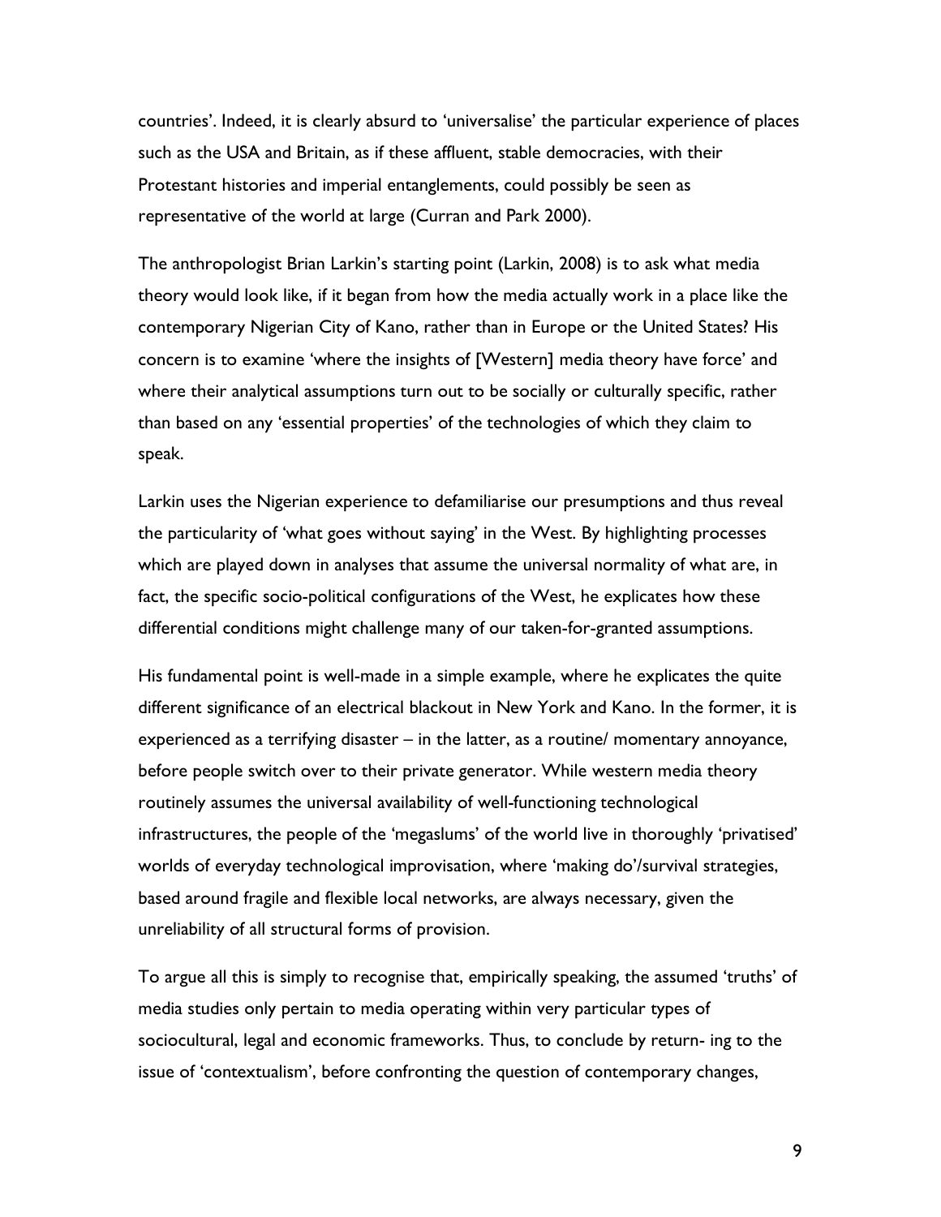countries'. Indeed, it is clearly absurd to 'universalise' the particular experience of places such as the USA and Britain, as if these affluent, stable democracies, with their Protestant histories and imperial entanglements, could possibly be seen as representative of the world at large (Curran and Park 2000).

The anthropologist Brian Larkin's starting point (Larkin, 2008) is to ask what media theory would look like, if it began from how the media actually work in a place like the contemporary Nigerian City of Kano, rather than in Europe or the United States? His concern is to examine 'where the insights of [Western] media theory have force' and where their analytical assumptions turn out to be socially or culturally specific, rather than based on any 'essential properties' of the technologies of which they claim to speak.

Larkin uses the Nigerian experience to defamiliarise our presumptions and thus reveal the particularity of 'what goes without saying' in the West. By highlighting processes which are played down in analyses that assume the universal normality of what are, in fact, the specific socio-political configurations of the West, he explicates how these differential conditions might challenge many of our taken-for-granted assumptions.

His fundamental point is well-made in a simple example, where he explicates the quite different significance of an electrical blackout in New York and Kano. In the former, it is experienced as a terrifying disaster – in the latter, as a routine/ momentary annoyance, before people switch over to their private generator. While western media theory routinely assumes the universal availability of well-functioning technological infrastructures, the people of the 'megaslums' of the world live in thoroughly 'privatised' worlds of everyday technological improvisation, where 'making do'/survival strategies, based around fragile and flexible local networks, are always necessary, given the unreliability of all structural forms of provision.

To argue all this is simply to recognise that, empirically speaking, the assumed 'truths' of media studies only pertain to media operating within very particular types of sociocultural, legal and economic frameworks. Thus, to conclude by return- ing to the issue of 'contextualism', before confronting the question of contemporary changes,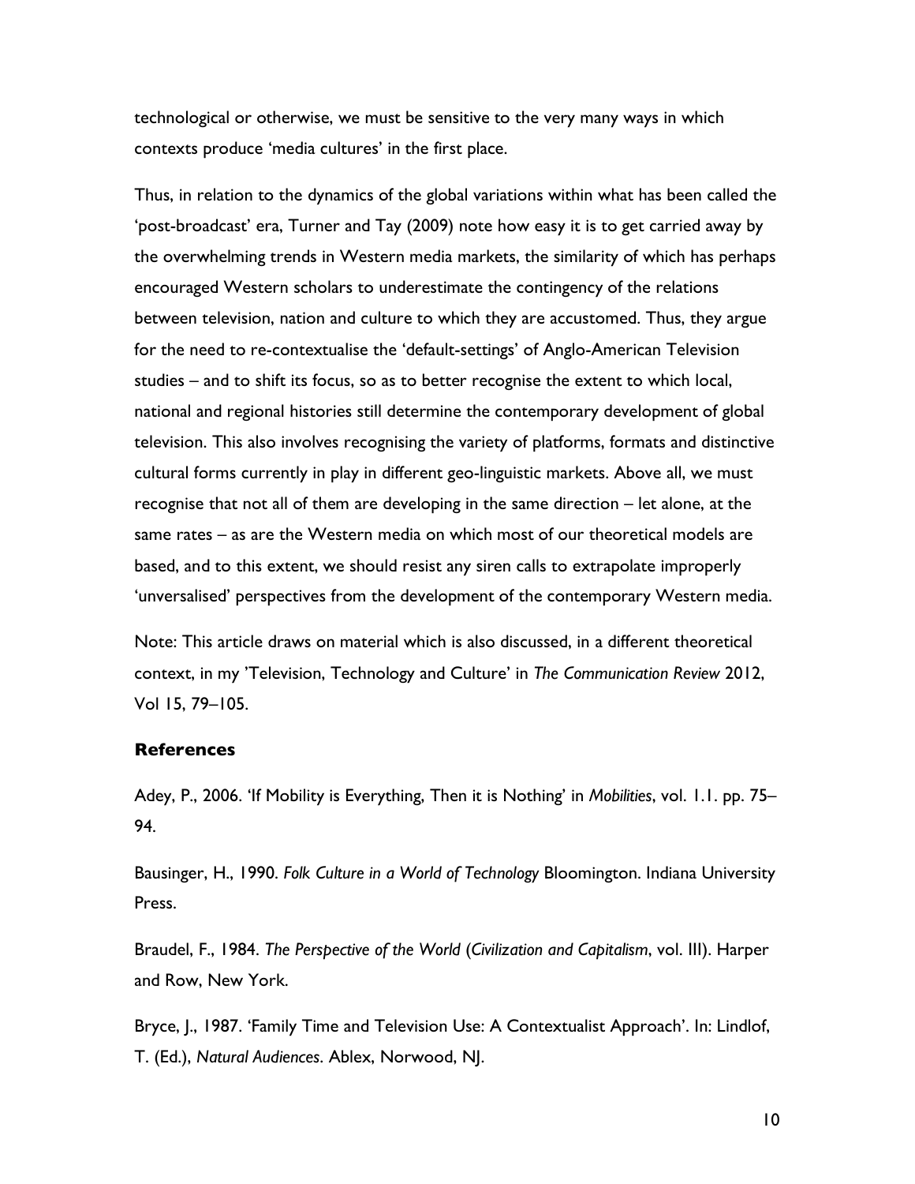technological or otherwise, we must be sensitive to the very many ways in which contexts produce 'media cultures' in the first place.

Thus, in relation to the dynamics of the global variations within what has been called the 'post-broadcast' era, Turner and Tay (2009) note how easy it is to get carried away by the overwhelming trends in Western media markets, the similarity of which has perhaps encouraged Western scholars to underestimate the contingency of the relations between television, nation and culture to which they are accustomed. Thus, they argue for the need to re-contextualise the 'default-settings' of Anglo-American Television studies – and to shift its focus, so as to better recognise the extent to which local, national and regional histories still determine the contemporary development of global television. This also involves recognising the variety of platforms, formats and distinctive cultural forms currently in play in different geo-linguistic markets. Above all, we must recognise that not all of them are developing in the same direction – let alone, at the same rates – as are the Western media on which most of our theoretical models are based, and to this extent, we should resist any siren calls to extrapolate improperly 'unversalised' perspectives from the development of the contemporary Western media.

Note: This article draws on material which is also discussed, in a different theoretical context, in my 'Television, Technology and Culture' in *The Communication Review* 2012, Vol 15, 79–105.

### References

Adey, P., 2006. 'If Mobility is Everything, Then it is Nothing' in *Mobilities*, vol. 1.1. pp. 75–94.

Bausinger, H., 1990. *Folk Culture in a World of Technology* Bloomington. Indiana University Press.

Braudel, F., 1984. *The Perspective of the World* (*Civilization and Capitalism*, vol. III). Harper and Row, New York.

Bryce, J., 1987. 'Family Time and Television Use: A Contextualist Approach'. In: Lindlof, T. (Ed.), *Natural Audiences*. Ablex, Norwood, NJ.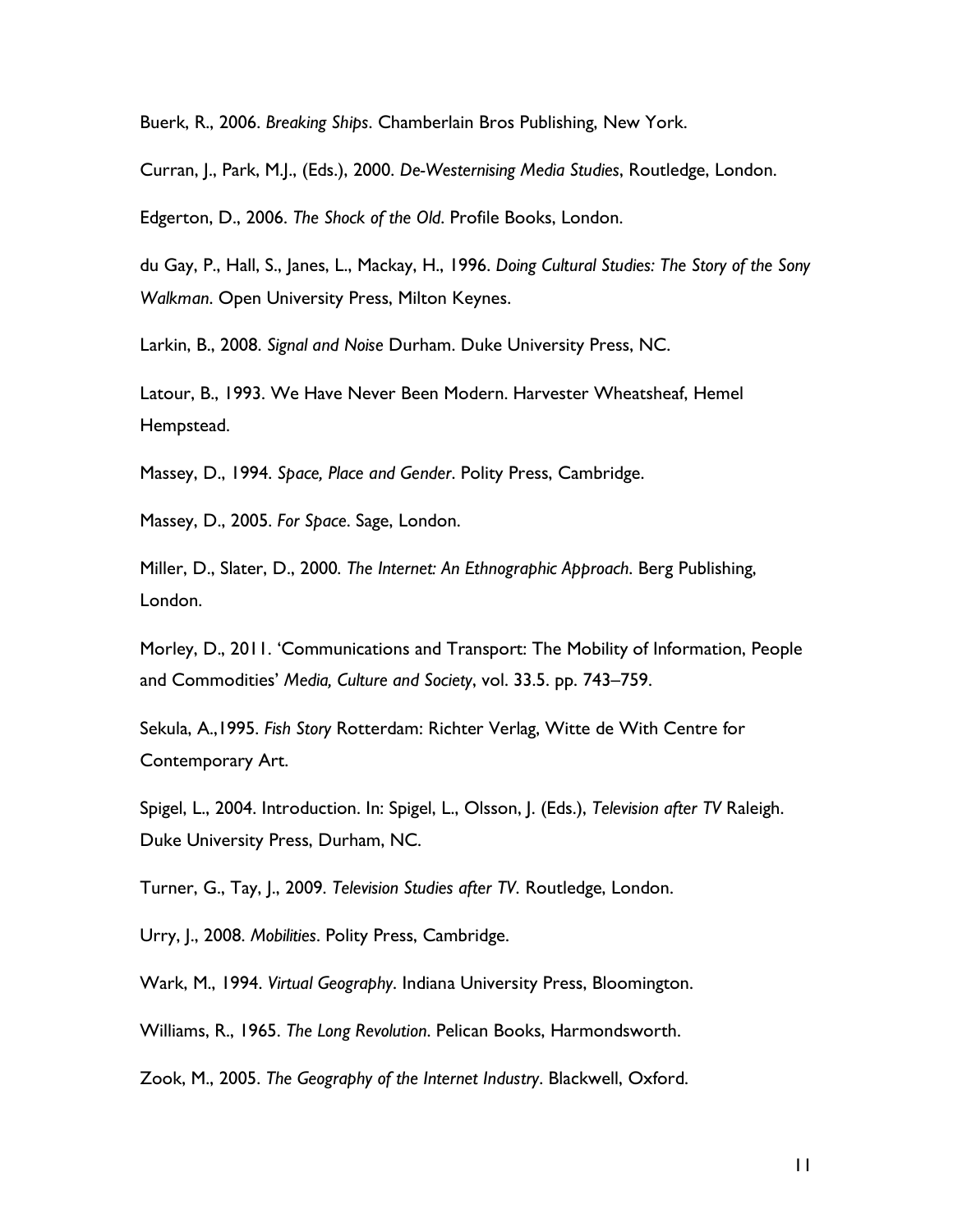Buerk, R., 2006. *Breaking Ships*. Chamberlain Bros Publishing, New York.

Curran, J., Park, M.J., (Eds.), 2000. *De-Westernising Media Studies*, Routledge, London.

Edgerton, D., 2006. *The Shock of the Old*. Profile Books, London.

du Gay, P., Hall, S., Janes, L., Mackay, H., 1996. *Doing Cultural Studies: The Story of the Sony Walkman*. Open University Press, Milton Keynes.

Larkin, B., 2008. *Signal and Noise* Durham. Duke University Press, NC.

Latour, B., 1993. We Have Never Been Modern. Harvester Wheatsheaf, Hemel Hempstead.

Massey, D., 1994. *Space, Place and Gender*. Polity Press, Cambridge.

Massey, D., 2005. *For Space*. Sage, London.

Miller, D., Slater, D., 2000. *The Internet: An Ethnographic Approach*. Berg Publishing, London.

Morley, D., 2011. 'Communications and Transport: The Mobility of Information, People and Commodities' *Media, Culture and Society*, vol. 33.5. pp. 743–759.

Sekula, A.,1995. *Fish Story* Rotterdam: Richter Verlag, Witte de With Centre for Contemporary Art.

Spigel, L., 2004. Introduction. In: Spigel, L., Olsson, J. (Eds.), *Television after TV* Raleigh. Duke University Press, Durham, NC.

Turner, G., Tay, J., 2009. *Television Studies after TV*. Routledge, London.

Urry, J., 2008. *Mobilities*. Polity Press, Cambridge.

Wark, M., 1994. *Virtual Geography*. Indiana University Press, Bloomington.

Williams, R., 1965. *The Long Revolution*. Pelican Books, Harmondsworth.

Zook, M., 2005. *The Geography of the Internet Industry*. Blackwell, Oxford.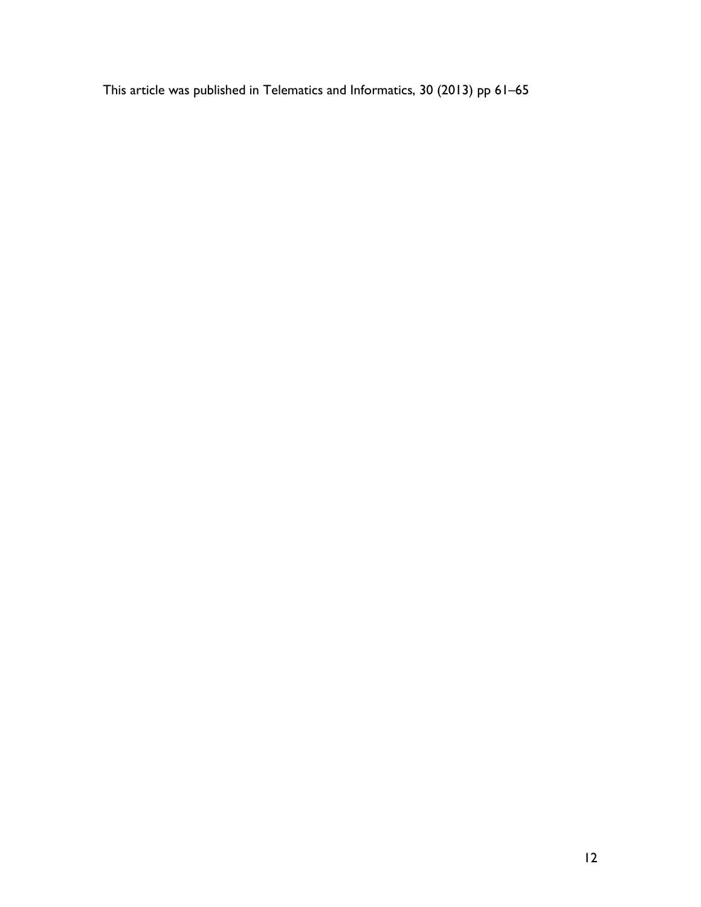This article was published in Telematics and Informatics, 30 (2013) pp 61–65